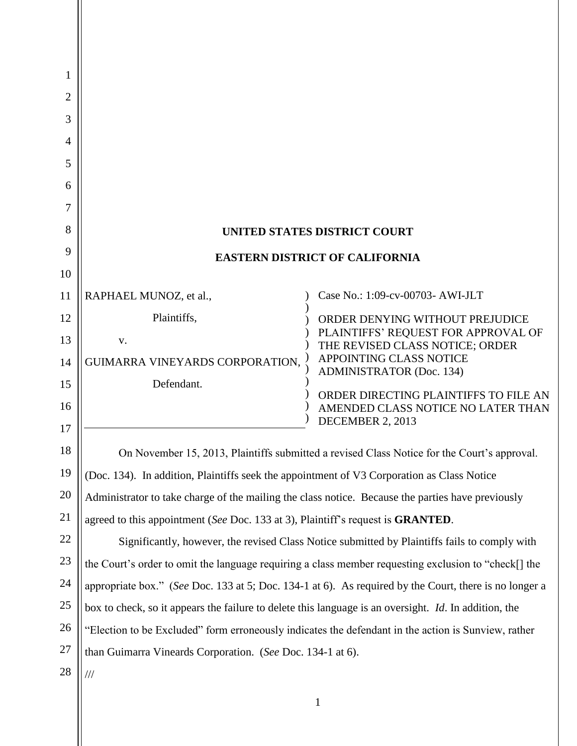UNITED STATES DISTRICT COURT

EASTERN DISTRICT OF CALIFORNIA

RAPHAEL MUNOZ, et al.,

Plaintiffs,

v.

GUIMARRA VINEYARDS CORPORATION,

Defendant.

Case No.: 1:09-cv-00703- AWI-JLT

ORDER DENYING WITHOUT PREJUDICE PLAINTIFFS' REQUEST FOR APPROVAL OF THE REVISED CLASS NOTICE; ORDER APPOINTING CLASS NOTICE ADMINISTRATOR (Doc. 134)

ORDER DIRECTING PLAINTIFFS TO FILE AN AMENDED CLASS NOTICE NO LATER THAN DECEMBER 2, 2013

On November 15, 2013, Plaintiffs submitted a revised Class Notice for the Court's approval. (Doc. 134). In addition, Plaintiffs seek the appointment of V3 Corporation as Class Notice Administrator to take charge of the mailing the class notice. Because the parties have previously agreed to this appointment (*See* Doc. 133 at 3), Plaintiff's request is **GRANTED**.

Significantly, however, the revised Class Notice submitted by Plaintiffs fails to comply with the Court's order to omit the language requiring a class member requesting exclusion to "check[] the appropriate box." (*See* Doc. 133 at 5; Doc. 134-1 at 6). As required by the Court, there is no longer a box to check, so it appears the failure to delete this language is an oversight. *Id*. In addition, the "Election to be Excluded" form erroneously indicates the defendant in the action is Sunview, rather than Guimarra Vineards Corporation. (*See* Doc. 134-1 at 6).

///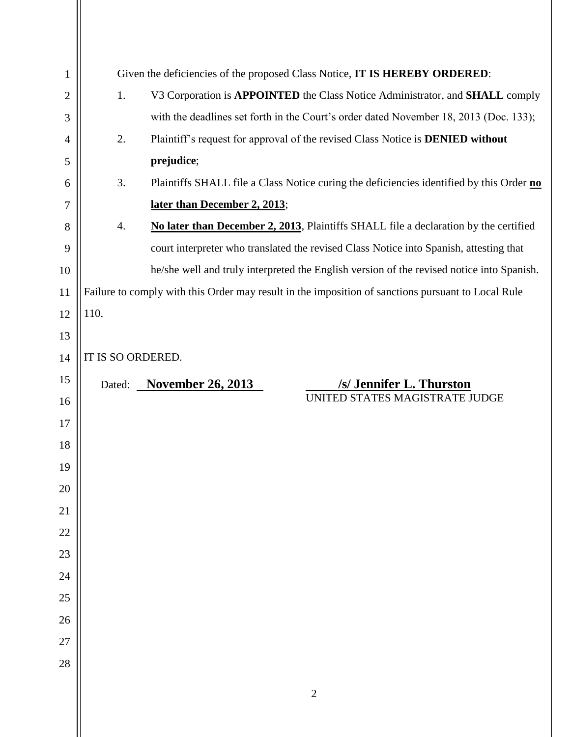Given the deficiencies of the proposed Class Notice, **IT IS HEREBY ORDERED**:

1. V3 Corporation is **APPOINTED** the Class Notice Administrator, and **SHALL** comply with the deadlines set forth in the Court's order dated November 18, 2013 (Doc. 133);
2. Plaintiff's request for approval of the revised Class Notice is **DENIED without prejudice**;
3. Plaintiffs SHALL file a Class Notice curing the deficiencies identified by this Order **no later than December 2, 2013**;
4. **No later than December 2, 2013**, Plaintiffs SHALL file a declaration by the certified court interpreter who translated the revised Class Notice into Spanish, attesting that he/she well and truly interpreted the English version of the revised notice into Spanish.

Failure to comply with this Order may result in the imposition of sanctions pursuant to Local Rule 110.

IT IS SO ORDERED.

Dated: **November 26, 2013**

**/s/ Jennifer L. Thurston**
UNITED STATES MAGISTRATE JUDGE